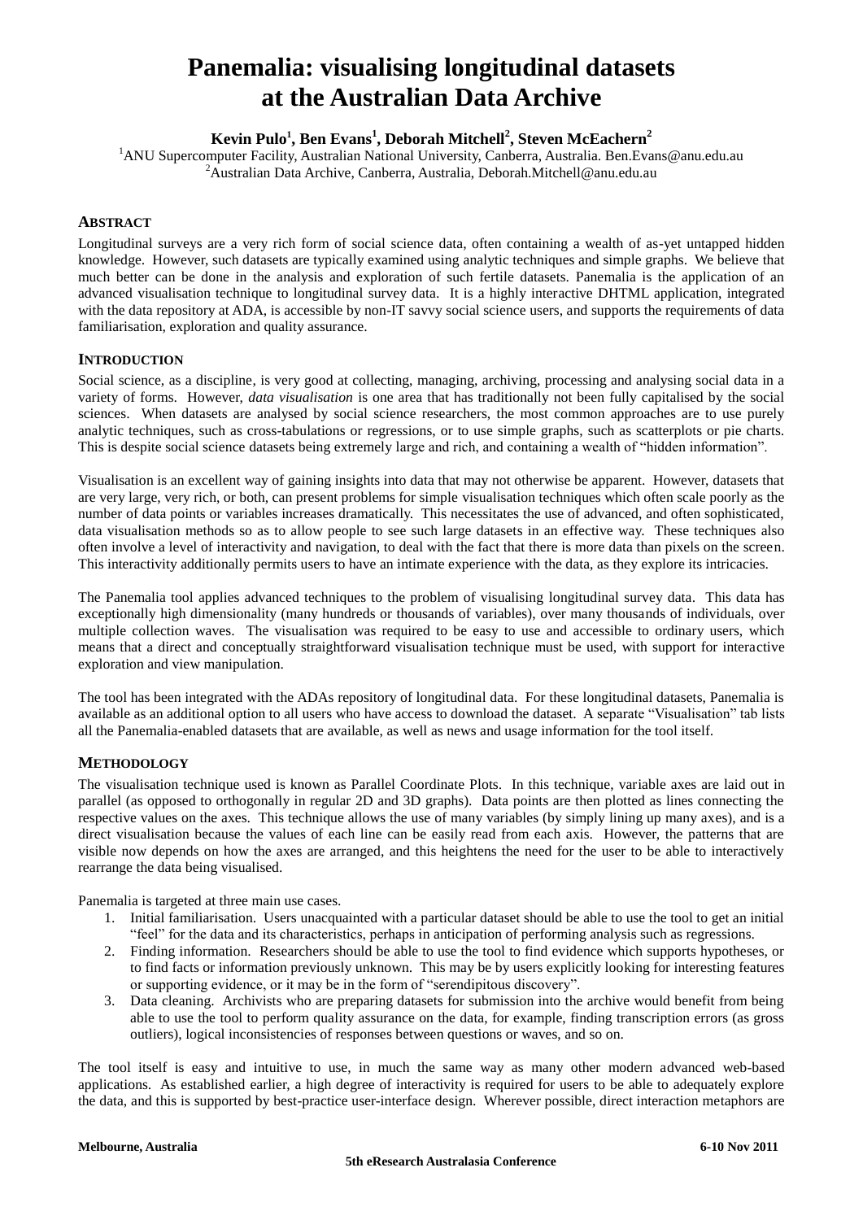# Panemalia: visualising longitudinal datasets at the Australian Data Archive

**Kevin Pulo[1], Ben Evans[1], Deborah Mitchell[2], Steven McEachern[2]**

[1]ANU Supercomputer Facility, Australian National University, Canberra, Australia. Ben.Evans@anu.edu.au
[2]Australian Data Archive, Canberra, Australia, Deborah.Mitchell@anu.edu.au

## ABSTRACT

Longitudinal surveys are a very rich form of social science data, often containing a wealth of as-yet untapped hidden knowledge. However, such datasets are typically examined using analytic techniques and simple graphs. We believe that much better can be done in the analysis and exploration of such fertile datasets. Panemalia is the application of an advanced visualisation technique to longitudinal survey data. It is a highly interactive DHTML application, integrated with the data repository at ADA, is accessible by non-IT savvy social science users, and supports the requirements of data familiarisation, exploration and quality assurance.

## INTRODUCTION

Social science, as a discipline, is very good at collecting, managing, archiving, processing and analysing social data in a variety of forms. However, *data visualisation* is one area that has traditionally not been fully capitalised by the social sciences. When datasets are analysed by social science researchers, the most common approaches are to use purely analytic techniques, such as cross-tabulations or regressions, or to use simple graphs, such as scatterplots or pie charts. This is despite social science datasets being extremely large and rich, and containing a wealth of "hidden information".

Visualisation is an excellent way of gaining insights into data that may not otherwise be apparent. However, datasets that are very large, very rich, or both, can present problems for simple visualisation techniques which often scale poorly as the number of data points or variables increases dramatically. This necessitates the use of advanced, and often sophisticated, data visualisation methods so as to allow people to see such large datasets in an effective way. These techniques also often involve a level of interactivity and navigation, to deal with the fact that there is more data than pixels on the screen. This interactivity additionally permits users to have an intimate experience with the data, as they explore its intricacies.

The Panemalia tool applies advanced techniques to the problem of visualising longitudinal survey data. This data has exceptionally high dimensionality (many hundreds or thousands of variables), over many thousands of individuals, over multiple collection waves. The visualisation was required to be easy to use and accessible to ordinary users, which means that a direct and conceptually straightforward visualisation technique must be used, with support for interactive exploration and view manipulation.

The tool has been integrated with the ADAs repository of longitudinal data. For these longitudinal datasets, Panemalia is available as an additional option to all users who have access to download the dataset. A separate "Visualisation" tab lists all the Panemalia-enabled datasets that are available, as well as news and usage information for the tool itself.

## METHODOLOGY

The visualisation technique used is known as Parallel Coordinate Plots. In this technique, variable axes are laid out in parallel (as opposed to orthogonally in regular 2D and 3D graphs). Data points are then plotted as lines connecting the respective values on the axes. This technique allows the use of many variables (by simply lining up many axes), and is a direct visualisation because the values of each line can be easily read from each axis. However, the patterns that are visible now depends on how the axes are arranged, and this heightens the need for the user to be able to interactively rearrange the data being visualised.

Panemalia is targeted at three main use cases.

1. Initial familiarisation. Users unacquainted with a particular dataset should be able to use the tool to get an initial "feel" for the data and its characteristics, perhaps in anticipation of performing analysis such as regressions.
2. Finding information. Researchers should be able to use the tool to find evidence which supports hypotheses, or to find facts or information previously unknown. This may be by users explicitly looking for interesting features or supporting evidence, or it may be in the form of "serendipitous discovery".
3. Data cleaning. Archivists who are preparing datasets for submission into the archive would benefit from being able to use the tool to perform quality assurance on the data, for example, finding transcription errors (as gross outliers), logical inconsistencies of responses between questions or waves, and so on.

The tool itself is easy and intuitive to use, in much the same way as many other modern advanced web-based applications. As established earlier, a high degree of interactivity is required for users to be able to adequately explore the data, and this is supported by best-practice user-interface design. Wherever possible, direct interaction metaphors are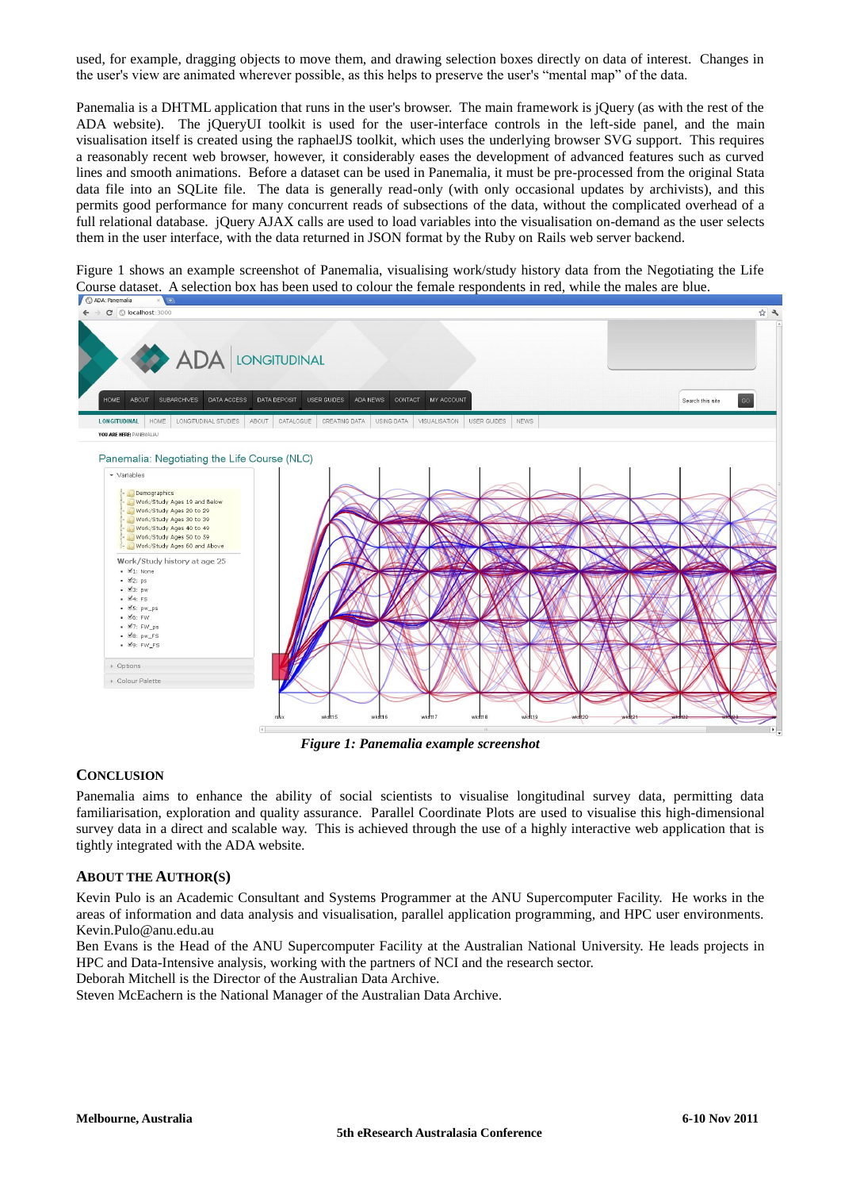used, for example, dragging objects to move them, and drawing selection boxes directly on data of interest. Changes in the user's view are animated wherever possible, as this helps to preserve the user's "mental map" of the data.

Panemalia is a DHTML application that runs in the user's browser. The main framework is jQuery (as with the rest of the ADA website). The jQueryUI toolkit is used for the user-interface controls in the left-side panel, and the main visualisation itself is created using the raphaelJS toolkit, which uses the underlying browser SVG support. This requires a reasonably recent web browser, however, it considerably eases the development of advanced features such as curved lines and smooth animations. Before a dataset can be used in Panemalia, it must be pre-processed from the original Stata data file into an SQLite file. The data is generally read-only (with only occasional updates by archivists), and this permits good performance for many concurrent reads of subsections of the data, without the complicated overhead of a full relational database. jQuery AJAX calls are used to load variables into the visualisation on-demand as the user selects them in the user interface, with the data returned in JSON format by the Ruby on Rails web server backend.

Figure 1 shows an example screenshot of Panemalia, visualising work/study history data from the Negotiating the Life Course dataset. A selection box has been used to colour the female respondents in red, while the males are blue.

*Figure 1: Panemalia example screenshot*

## Conclusion

Panemalia aims to enhance the ability of social scientists to visualise longitudinal survey data, permitting data familiarisation, exploration and quality assurance. Parallel Coordinate Plots are used to visualise this high-dimensional survey data in a direct and scalable way. This is achieved through the use of a highly interactive web application that is tightly integrated with the ADA website.

## About the Author(s)

Kevin Pulo is an Academic Consultant and Systems Programmer at the ANU Supercomputer Facility. He works in the areas of information and data analysis and visualisation, parallel application programming, and HPC user environments. Kevin.Pulo@anu.edu.au
Ben Evans is the Head of the ANU Supercomputer Facility at the Australian National University. He leads projects in HPC and Data-Intensive analysis, working with the partners of NCI and the research sector.
Deborah Mitchell is the Director of the Australian Data Archive.
Steven McEachern is the National Manager of the Australian Data Archive.